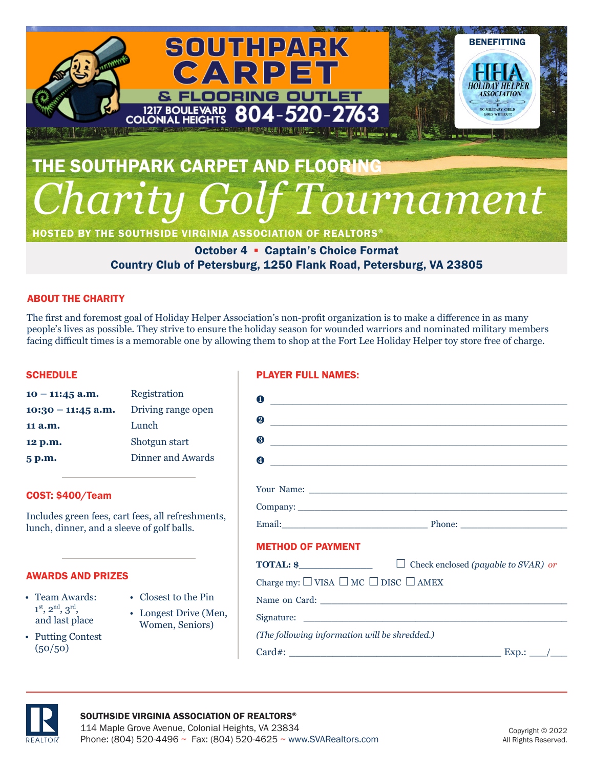# SOUTHPARK CARPET & FLOORING OUTLET

1217 BOULEVARD COLONIAL HEIGHTS 804-520-2763

BENEFITTING

HHA HOLIDAY HELPER ASSOCIATION — NO MILITARY CHILD GOES WITHOUT!

## THE SOUTHPARK CARPET AND FLOORING

# *Charity Golf Tournament*

HOSTED BY THE SOUTHSIDE VIRGINIA ASSOCIATION OF REALTORS®

**October 4 ▪ Captain's Choice Format**

**Country Club of Petersburg, 1250 Flank Road, Petersburg, VA 23805**

## ABOUT THE CHARITY

The first and foremost goal of Holiday Helper Association's non-profit organization is to make a difference in as many people's lives as possible. They strive to ensure the holiday season for wounded warriors and nominated military members facing difficult times is a memorable one by allowing them to shop at the Fort Lee Holiday Helper toy store free of charge.

## SCHEDULE

| | |
|---|---|
| **10 – 11:45 a.m.** | Registration |
| **10:30 – 11:45 a.m.** | Driving range open |
| **11 a.m.** | Lunch |
| **12 p.m.** | Shotgun start |
| **5 p.m.** | Dinner and Awards |

## COST: $400/Team

Includes green fees, cart fees, all refreshments, lunch, dinner, and a sleeve of golf balls.

## AWARDS AND PRIZES

- Team Awards: 1st, 2nd, 3rd, and last place
- Putting Contest (50/50)
- Closest to the Pin
- Longest Drive (Men, Women, Seniors)

## PLAYER FULL NAMES:

❶ ______________________________

❷ ______________________________

❸ ______________________________

❹ ______________________________

Your Name: ______________________________

Company: ______________________________

Email: ______________________ Phone: ______________________

## METHOD OF PAYMENT

**TOTAL: $**__________ ☐ Check enclosed *(payable to SVAR) or*

Charge my: ☐ VISA ☐ MC ☐ DISC ☐ AMEX

Name on Card: ______________________________

Signature: ______________________________

*(The following information will be shredded.)*

Card#: ______________________________ Exp.: ___/___

---

**SOUTHSIDE VIRGINIA ASSOCIATION OF REALTORS®**

114 Maple Grove Avenue, Colonial Heights, VA 23834

Phone: (804) 520-4496 ~ Fax: (804) 520-4625 ~ www.SVARealtors.com

Copyright © 2022
All Rights Reserved.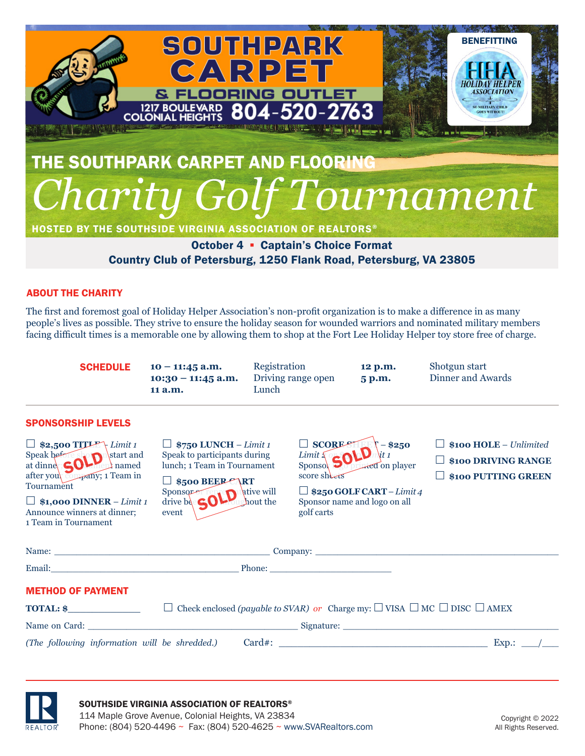SOUTHPARK CARPET & FLOORING OUTLET

1217 BOULEVARD COLONIAL HEIGHTS 804-520-2763

BENEFITTING

HHA HOLIDAY HELPER ASSOCIATION

NO MILITARY CHILD GOES WITHOUT!

# THE SOUTHPARK CARPET AND FLOORING *Charity Golf Tournament*

**HOSTED BY THE SOUTHSIDE VIRGINIA ASSOCIATION OF REALTORS®**

**October 4 ▪ Captain's Choice Format**

**Country Club of Petersburg, 1250 Flank Road, Petersburg, VA 23805**

## ABOUT THE CHARITY

The first and foremost goal of Holiday Helper Association's non-profit organization is to make a difference in as many people's lives as possible. They strive to ensure the holiday season for wounded warriors and nominated military members facing difficult times is a memorable one by allowing them to shop at the Fort Lee Holiday Helper toy store free of charge.

## SCHEDULE

| | | | |
|---|---|---|---|
| **10 – 11:45 a.m.** | Registration | **12 p.m.** | Shotgun start |
| **10:30 – 11:45 a.m.** | Driving range open | **5 p.m.** | Dinner and Awards |
| **11 a.m.** | Lunch | | |

## SPONSORSHIP LEVELS

☐ **$2,500 TITLE** – *Limit 1* (SOLD)
Speak before shotgun start and at dinner; tournament named after your company; 1 Team in Tournament

☐ **$1,000 DINNER** – *Limit 1*
Announce winners at dinner; 1 Team in Tournament

☐ **$750 LUNCH** – *Limit 1*
Speak to participants during lunch; 1 Team in Tournament

☐ **$500 BEER CART** (SOLD)
Sponsor representative will drive beer cart throughout the event

☐ **SCORE SHEET** – **$250** (SOLD)
*Limit 1*
Sponsor logo printed on player score sheets

☐ **$250 GOLF CART** – *Limit 4*
Sponsor name and logo on all golf carts

☐ **$100 HOLE** – *Unlimited*

☐ **$100 DRIVING RANGE**

☐ **$100 PUTTING GREEN**

Name: ______________________________ Company: ______________________________

Email: ______________________________ Phone: ______________________

## METHOD OF PAYMENT

**TOTAL: $**____________ ☐ Check enclosed *(payable to SVAR)* *or* Charge my: ☐ VISA ☐ MC ☐ DISC ☐ AMEX

Name on Card: ______________________________ Signature: ______________________________

*(The following information will be shredded.)* Card#: ______________________________ Exp.: ___/___

**SOUTHSIDE VIRGINIA ASSOCIATION OF REALTORS®**
114 Maple Grove Avenue, Colonial Heights, VA 23834
Phone: (804) 520-4496 ~ Fax: (804) 520-4625 ~ www.SVARealtors.com

Copyright © 2022
All Rights Reserved.